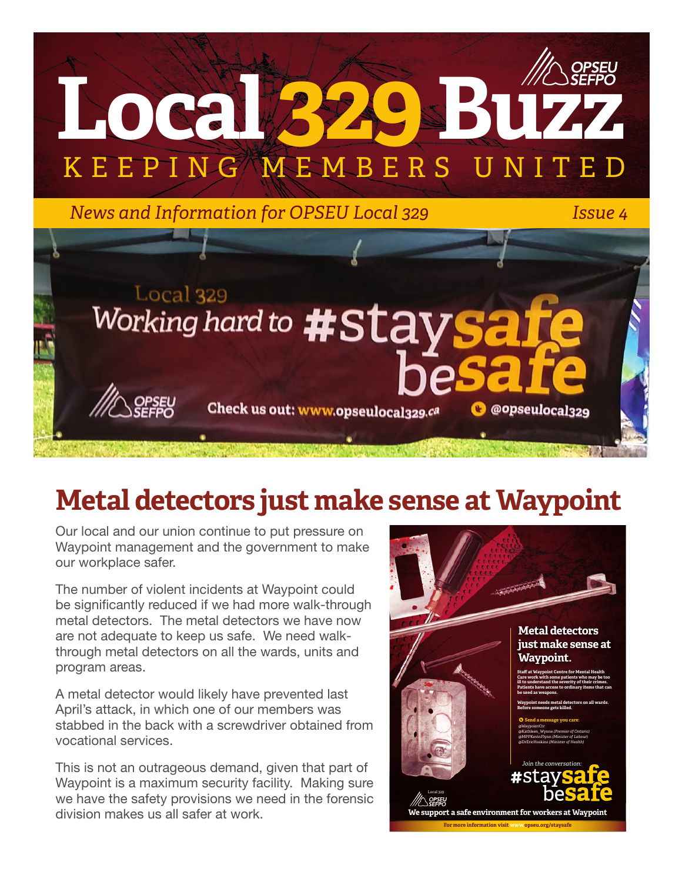# Local 329 Buzz

KEEPING MEMBERS UNITED

*News and Information for OPSEU Local 329* *Issue 4*

## Metal detectors just make sense at Waypoint

Our local and our union continue to put pressure on Waypoint management and the government to make our workplace safer.

The number of violent incidents at Waypoint could be significantly reduced if we had more walk-through metal detectors. The metal detectors we have now are not adequate to keep us safe. We need walk-through metal detectors on all the wards, units and program areas.

A metal detector would likely have prevented last April's attack, in which one of our members was stabbed in the back with a screwdriver obtained from vocational services.

This is not an outrageous demand, given that part of Waypoint is a maximum security facility. Making sure we have the safety provisions we need in the forensic division makes us all safer at work.

**Metal detectors just make sense at Waypoint.**

Staff at Waypoint Centre for Mental Health Care work with some patients who may be too ill to understand the severity of their crimes. Patients have access to ordinary items that can be used as weapons.

Waypoint needs metal detectors on all wards. Before someone gets killed.

Send a message you care:
@WaypointCtr
@Kathleen_Wynne *(Premier of Ontario)*
@MPPKevinFlynn *(Minister of Labour)*
@DrEricHoskins *(Minister of Health)*

*Join the conversation:*
#staysafe besafe

Local 329 OPSEU SEFPO

**We support a safe environment for workers at Waypoint**

For more information visit www.opseu.org/staysafe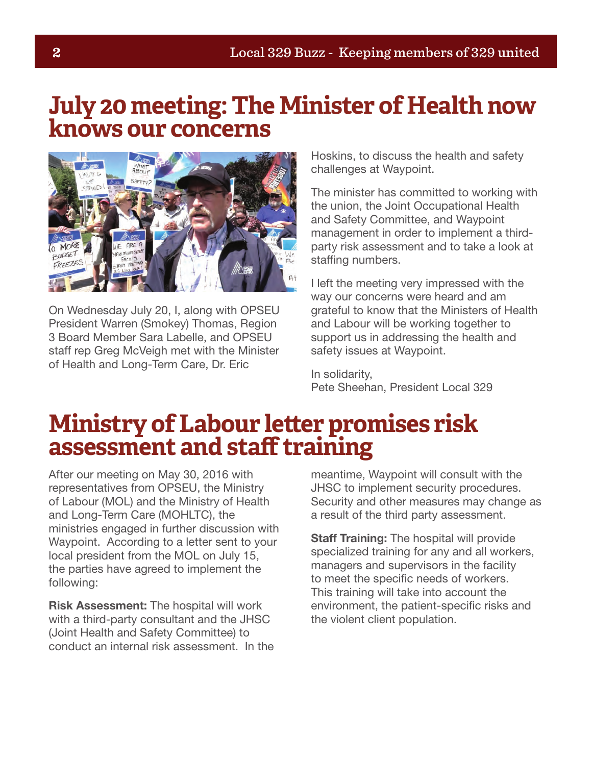# July 20 meeting: The Minister of Health now knows our concerns

On Wednesday July 20, I, along with OPSEU President Warren (Smokey) Thomas, Region 3 Board Member Sara Labelle, and OPSEU staff rep Greg McVeigh met with the Minister of Health and Long-Term Care, Dr. Eric Hoskins, to discuss the health and safety challenges at Waypoint.

The minister has committed to working with the union, the Joint Occupational Health and Safety Committee, and Waypoint management in order to implement a third-party risk assessment and to take a look at staffing numbers.

I left the meeting very impressed with the way our concerns were heard and am grateful to know that the Ministers of Health and Labour will be working together to support us in addressing the health and safety issues at Waypoint.

In solidarity,
Pete Sheehan, President Local 329

# Ministry of Labour letter promises risk assessment and staff training

After our meeting on May 30, 2016 with representatives from OPSEU, the Ministry of Labour (MOL) and the Ministry of Health and Long-Term Care (MOHLTC), the ministries engaged in further discussion with Waypoint. According to a letter sent to your local president from the MOL on July 15, the parties have agreed to implement the following:

**Risk Assessment:** The hospital will work with a third-party consultant and the JHSC (Joint Health and Safety Committee) to conduct an internal risk assessment. In the meantime, Waypoint will consult with the JHSC to implement security procedures. Security and other measures may change as a result of the third party assessment.

**Staff Training:** The hospital will provide specialized training for any and all workers, managers and supervisors in the facility to meet the specific needs of workers. This training will take into account the environment, the patient-specific risks and the violent client population.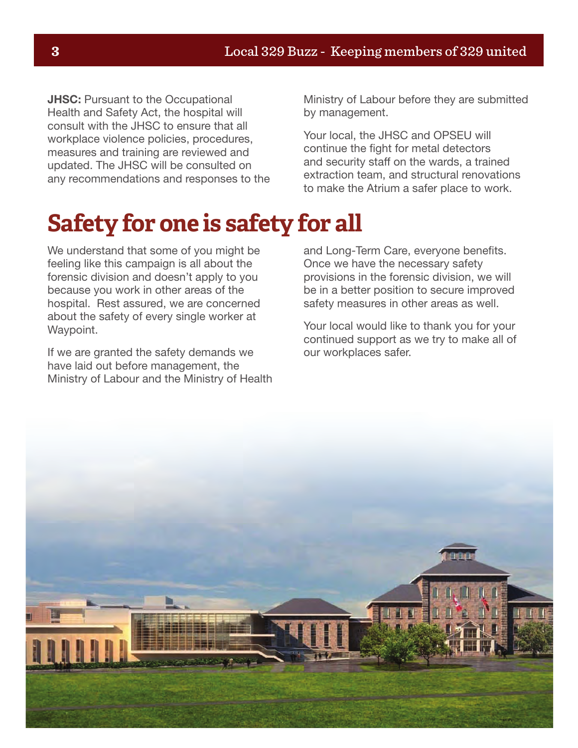**JHSC:** Pursuant to the Occupational Health and Safety Act, the hospital will consult with the JHSC to ensure that all workplace violence policies, procedures, measures and training are reviewed and updated. The JHSC will be consulted on any recommendations and responses to the Ministry of Labour before they are submitted by management.

Your local, the JHSC and OPSEU will continue the fight for metal detectors and security staff on the wards, a trained extraction team, and structural renovations to make the Atrium a safer place to work.

# Safety for one is safety for all

We understand that some of you might be feeling like this campaign is all about the forensic division and doesn't apply to you because you work in other areas of the hospital. Rest assured, we are concerned about the safety of every single worker at Waypoint.

If we are granted the safety demands we have laid out before management, the Ministry of Labour and the Ministry of Health and Long-Term Care, everyone benefits. Once we have the necessary safety provisions in the forensic division, we will be in a better position to secure improved safety measures in other areas as well.

Your local would like to thank you for your continued support as we try to make all of our workplaces safer.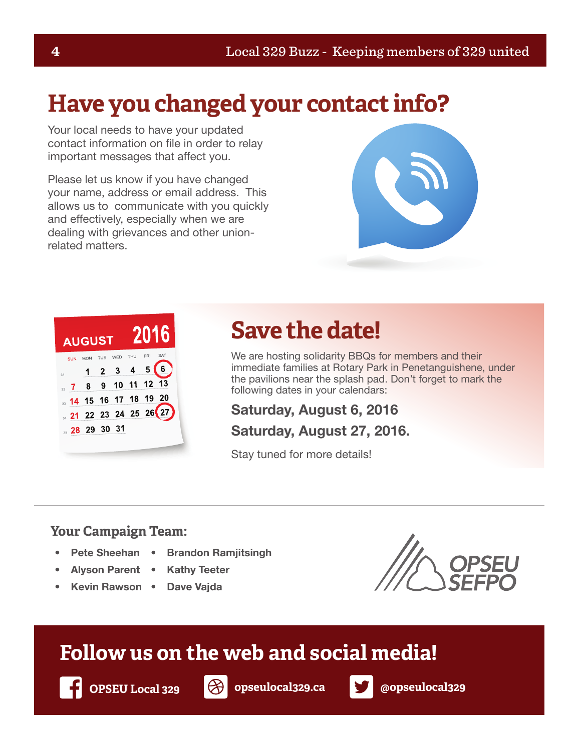# Have you changed your contact info?

Your local needs to have your updated contact information on file in order to relay important messages that affect you.

Please let us know if you have changed your name, address or email address. This allows us to communicate with you quickly and effectively, especially when we are dealing with grievances and other union-related matters.

## Save the date!

We are hosting solidarity BBQs for members and their immediate families at Rotary Park in Penetanguishene, under the pavilions near the splash pad. Don't forget to mark the following dates in your calendars:

**Saturday, August 6, 2016**

**Saturday, August 27, 2016.**

Stay tuned for more details!

### Your Campaign Team:

- Pete Sheehan
- Alyson Parent
- Kevin Rawson
- Brandon Ramjitsingh
- Kathy Teeter
- Dave Vajda

OPSEU SEFPO

## Follow us on the web and social media!

OPSEU Local 329

opseulocal329.ca

@opseulocal329